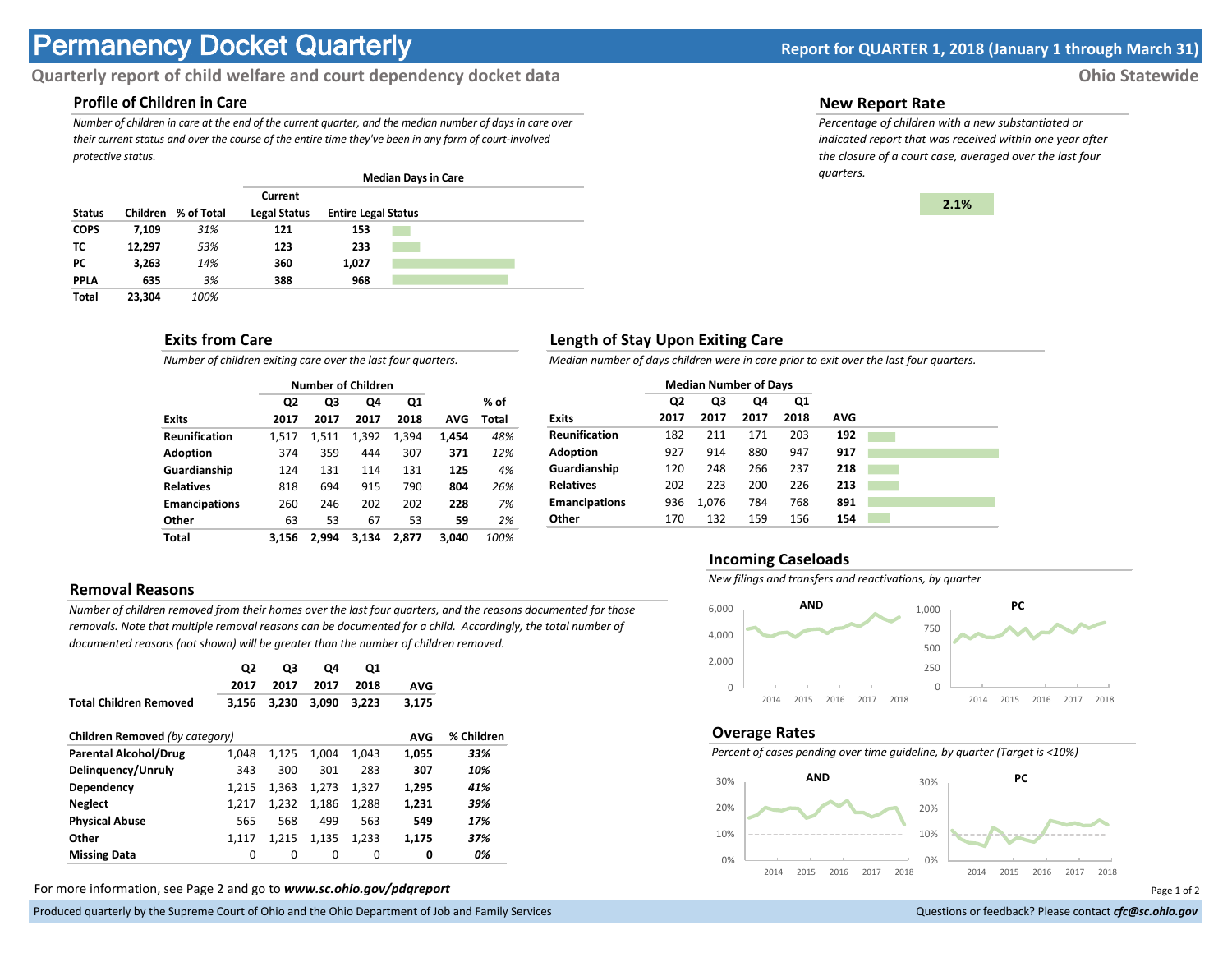# Permanency Docket Quarterly

**Report for QUARTER 1, 2018 (January 1 through March 31)**

**Quarterly report of child welfare and court dependency docket data** — **Ohio Statewide**

## Profile of Children in Care

*Number of children in care at the end of the current quarter, and the median number of days in care over their current status and over the course of the entire time they've been in any form of court-involved protective status.*

| | | | Median Days in Care | |
|---|---|---|---|---|
| **Status** | **Children** | **% of Total** | **Current Legal Status** | **Entire Legal Status** |
| **COPS** | **7,109** | *31%* | **121** | **153** |
| **TC** | **12,297** | *53%* | **123** | **233** |
| **PC** | **3,263** | *14%* | **360** | **1,027** |
| **PPLA** | **635** | *3%* | **388** | **968** |
| **Total** | **23,304** | *100%* | | |

## New Report Rate

*Percentage of children with a new substantiated or indicated report that was received within one year after the closure of a court case, averaged over the last four quarters.*

**2.1%**

## Exits from Care

*Number of children exiting care over the last four quarters.*

| | Number of Children | | | | | |
|---|---|---|---|---|---|---|
| **Exits** | **Q2 2017** | **Q3 2017** | **Q4 2017** | **Q1 2018** | **AVG** | **% of Total** |
| **Reunification** | 1,517 | 1,511 | 1,392 | 1,394 | **1,454** | *48%* |
| **Adoption** | 374 | 359 | 444 | 307 | **371** | *12%* |
| **Guardianship** | 124 | 131 | 114 | 131 | **125** | *4%* |
| **Relatives** | 818 | 694 | 915 | 790 | **804** | *26%* |
| **Emancipations** | 260 | 246 | 202 | 202 | **228** | *7%* |
| **Other** | 63 | 53 | 67 | 53 | **59** | *2%* |
| **Total** | **3,156** | **2,994** | **3,134** | **2,877** | **3,040** | *100%* |

## Length of Stay Upon Exiting Care

*Median number of days children were in care prior to exit over the last four quarters.*

| | Median Number of Days | | | | |
|---|---|---|---|---|---|
| **Exits** | **Q2 2017** | **Q3 2017** | **Q4 2017** | **Q1 2018** | **AVG** |
| **Reunification** | 182 | 211 | 171 | 203 | **192** |
| **Adoption** | 927 | 914 | 880 | 947 | **917** |
| **Guardianship** | 120 | 248 | 266 | 237 | **218** |
| **Relatives** | 202 | 223 | 200 | 226 | **213** |
| **Emancipations** | 936 | 1,076 | 784 | 768 | **891** |
| **Other** | 170 | 132 | 159 | 156 | **154** |

## Removal Reasons

*Number of children removed from their homes over the last four quarters, and the reasons documented for those removals. Note that multiple removal reasons can be documented for a child. Accordingly, the total number of documented reasons (not shown) will be greater than the number of children removed.*

| | **Q2 2017** | **Q3 2017** | **Q4 2017** | **Q1 2018** | **AVG** |
|---|---|---|---|---|---|
| **Total Children Removed** | **3,156** | **3,230** | **3,090** | **3,223** | **3,175** |

| **Children Removed** *(by category)* | | | | | **AVG** | **% Children** |
|---|---|---|---|---|---|---|
| **Parental Alcohol/Drug** | 1,048 | 1,125 | 1,004 | 1,043 | **1,055** | ***33%*** |
| **Delinquency/Unruly** | 343 | 300 | 301 | 283 | **307** | ***10%*** |
| **Dependency** | 1,215 | 1,363 | 1,273 | 1,327 | **1,295** | ***41%*** |
| **Neglect** | 1,217 | 1,232 | 1,186 | 1,288 | **1,231** | ***39%*** |
| **Physical Abuse** | 565 | 568 | 499 | 563 | **549** | ***17%*** |
| **Other** | 1,117 | 1,215 | 1,135 | 1,233 | **1,175** | ***37%*** |
| **Missing Data** | 0 | 0 | 0 | 0 | **0** | ***0%*** |

## Incoming Caseloads

*New filings and transfers and reactivations, by quarter*

AND — PC

## Overage Rates

*Percent of cases pending over time guideline, by quarter (Target is <10%)*

AND — PC

For more information, see Page 2 and go to ***www.sc.ohio.gov/pdqreport***

Produced quarterly by the Supreme Court of Ohio and the Ohio Department of Job and Family Services

Questions or feedback? Please contact ***cfc@sc.ohio.gov***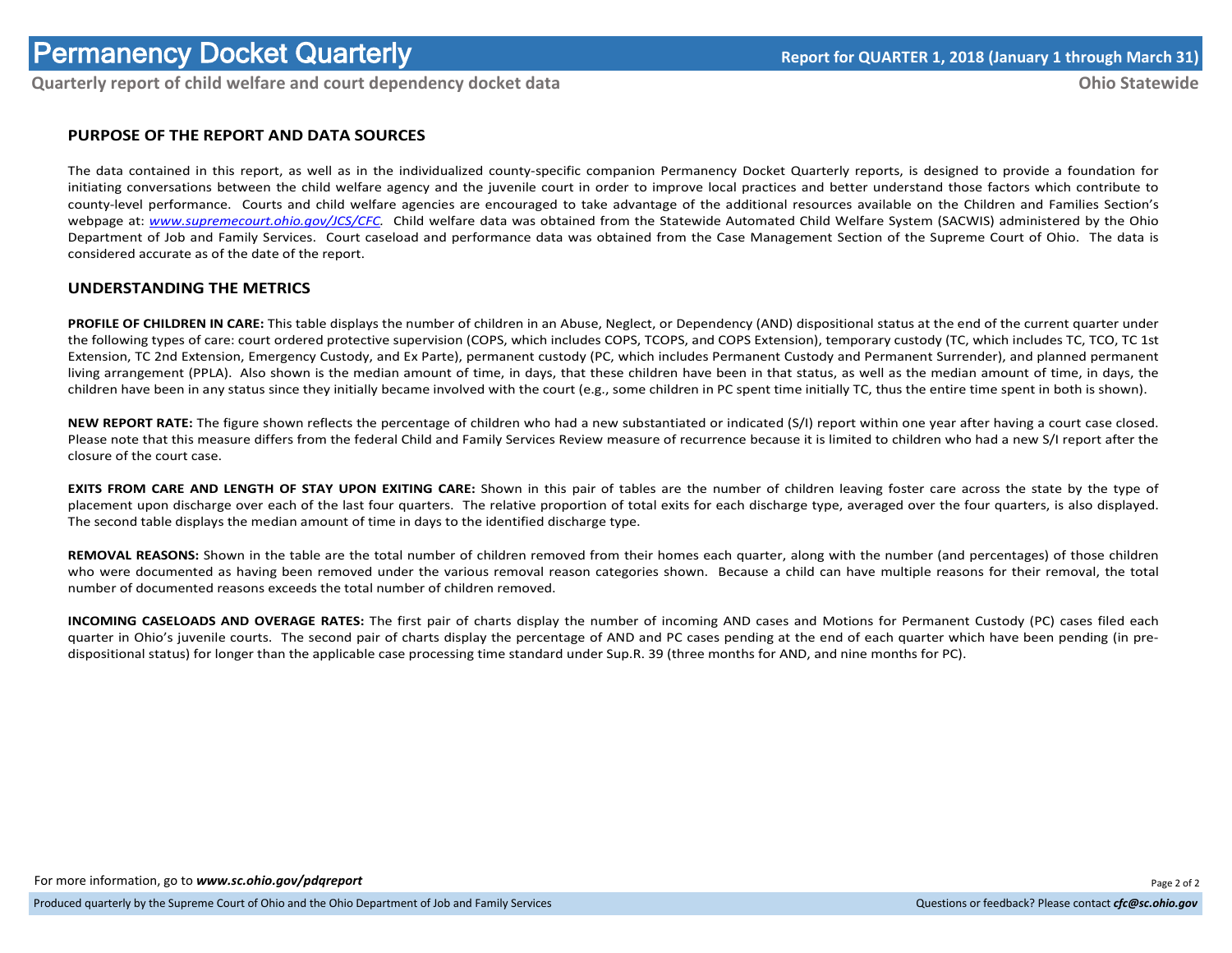# Permanency Docket Quarterly

**Report for QUARTER 1, 2018 (January 1 through March 31)**

**Quarterly report of child welfare and court dependency docket data**

**Ohio Statewide**

## PURPOSE OF THE REPORT AND DATA SOURCES

The data contained in this report, as well as in the individualized county-specific companion Permanency Docket Quarterly reports, is designed to provide a foundation for initiating conversations between the child welfare agency and the juvenile court in order to improve local practices and better understand those factors which contribute to county-level performance. Courts and child welfare agencies are encouraged to take advantage of the additional resources available on the Children and Families Section's webpage at: *www.supremecourt.ohio.gov/JCS/CFC.* Child welfare data was obtained from the Statewide Automated Child Welfare System (SACWIS) administered by the Ohio Department of Job and Family Services. Court caseload and performance data was obtained from the Case Management Section of the Supreme Court of Ohio. The data is considered accurate as of the date of the report.

## UNDERSTANDING THE METRICS

**PROFILE OF CHILDREN IN CARE:** This table displays the number of children in an Abuse, Neglect, or Dependency (AND) dispositional status at the end of the current quarter under the following types of care: court ordered protective supervision (COPS, which includes COPS, TCOPS, and COPS Extension), temporary custody (TC, which includes TC, TCO, TC 1st Extension, TC 2nd Extension, Emergency Custody, and Ex Parte), permanent custody (PC, which includes Permanent Custody and Permanent Surrender), and planned permanent living arrangement (PPLA). Also shown is the median amount of time, in days, that these children have been in that status, as well as the median amount of time, in days, the children have been in any status since they initially became involved with the court (e.g., some children in PC spent time initially TC, thus the entire time spent in both is shown).

**NEW REPORT RATE:** The figure shown reflects the percentage of children who had a new substantiated or indicated (S/I) report within one year after having a court case closed. Please note that this measure differs from the federal Child and Family Services Review measure of recurrence because it is limited to children who had a new S/I report after the closure of the court case.

**EXITS FROM CARE AND LENGTH OF STAY UPON EXITING CARE:** Shown in this pair of tables are the number of children leaving foster care across the state by the type of placement upon discharge over each of the last four quarters. The relative proportion of total exits for each discharge type, averaged over the four quarters, is also displayed. The second table displays the median amount of time in days to the identified discharge type.

**REMOVAL REASONS:** Shown in the table are the total number of children removed from their homes each quarter, along with the number (and percentages) of those children who were documented as having been removed under the various removal reason categories shown. Because a child can have multiple reasons for their removal, the total number of documented reasons exceeds the total number of children removed.

**INCOMING CASELOADS AND OVERAGE RATES:** The first pair of charts display the number of incoming AND cases and Motions for Permanent Custody (PC) cases filed each quarter in Ohio's juvenile courts. The second pair of charts display the percentage of AND and PC cases pending at the end of each quarter which have been pending (in pre-dispositional status) for longer than the applicable case processing time standard under Sup.R. 39 (three months for AND, and nine months for PC).

For more information, go to ***www.sc.ohio.gov/pdqreport***

Produced quarterly by the Supreme Court of Ohio and the Ohio Department of Job and Family Services

Questions or feedback? Please contact ***cfc@sc.ohio.gov***